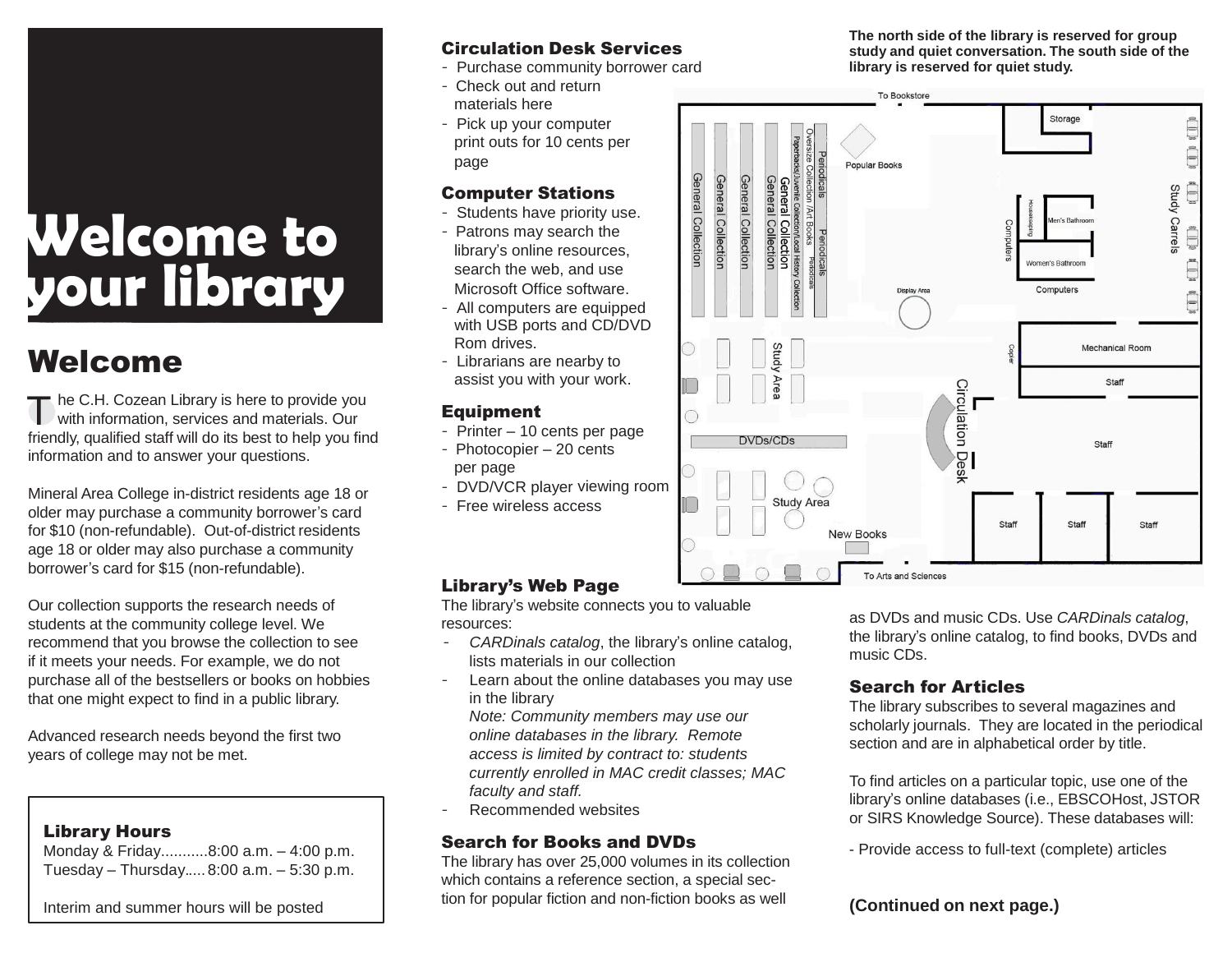# Welcome to your library

## Welcome

The C.H. Cozean Library is here to provide you with information, services and materials. Our friendly, qualified staff will do its best to help you find information and to answer your questions.

Mineral Area College in-district residents age 18 or older may purchase a community borrower's card for $10 (non-refundable). Out-of-district residents age 18 or older may also purchase a community borrower's card for $15 (non-refundable).

Our collection supports the research needs of students at the community college level. We recommend that you browse the collection to see if it meets your needs. For example, we do not purchase all of the bestsellers or books on hobbies that one might expect to find in a public library.

Advanced research needs beyond the first two years of college may not be met.

### Library Hours

Monday & Friday...........8:00 a.m. – 4:00 p.m.
Tuesday – Thursday..... 8:00 a.m. – 5:30 p.m.

Interim and summer hours will be posted

### Circulation Desk Services

- Purchase community borrower card
- Check out and return materials here
- Pick up your computer print outs for 10 cents per page

### Computer Stations

- Students have priority use.
- Patrons may search the library's online resources, search the web, and use Microsoft Office software.
- All computers are equipped with USB ports and CD/DVD Rom drives.
- Librarians are nearby to assist you with your work.

### Equipment

- Printer – 10 cents per page
- Photocopier – 20 cents per page
- DVD/VCR player viewing room
- Free wireless access

**The north side of the library is reserved for group study and quiet conversation. The south side of the library is reserved for quiet study.**

### Library's Web Page

The library's website connects you to valuable resources:

- *CARDinals catalog*, the library's online catalog, lists materials in our collection
- Learn about the online databases you may use in the library
  *Note: Community members may use our online databases in the library. Remote access is limited by contract to: students currently enrolled in MAC credit classes; MAC faculty and staff.*
- Recommended websites

### Search for Books and DVDs

The library has over 25,000 volumes in its collection which contains a reference section, a special section for popular fiction and non-fiction books as well as DVDs and music CDs. Use *CARDinals catalog*, the library's online catalog, to find books, DVDs and music CDs.

### Search for Articles

The library subscribes to several magazines and scholarly journals. They are located in the periodical section and are in alphabetical order by title.

To find articles on a particular topic, use one of the library's online databases (i.e., EBSCOHost, JSTOR or SIRS Knowledge Source). These databases will:

- Provide access to full-text (complete) articles

**(Continued on next page.)**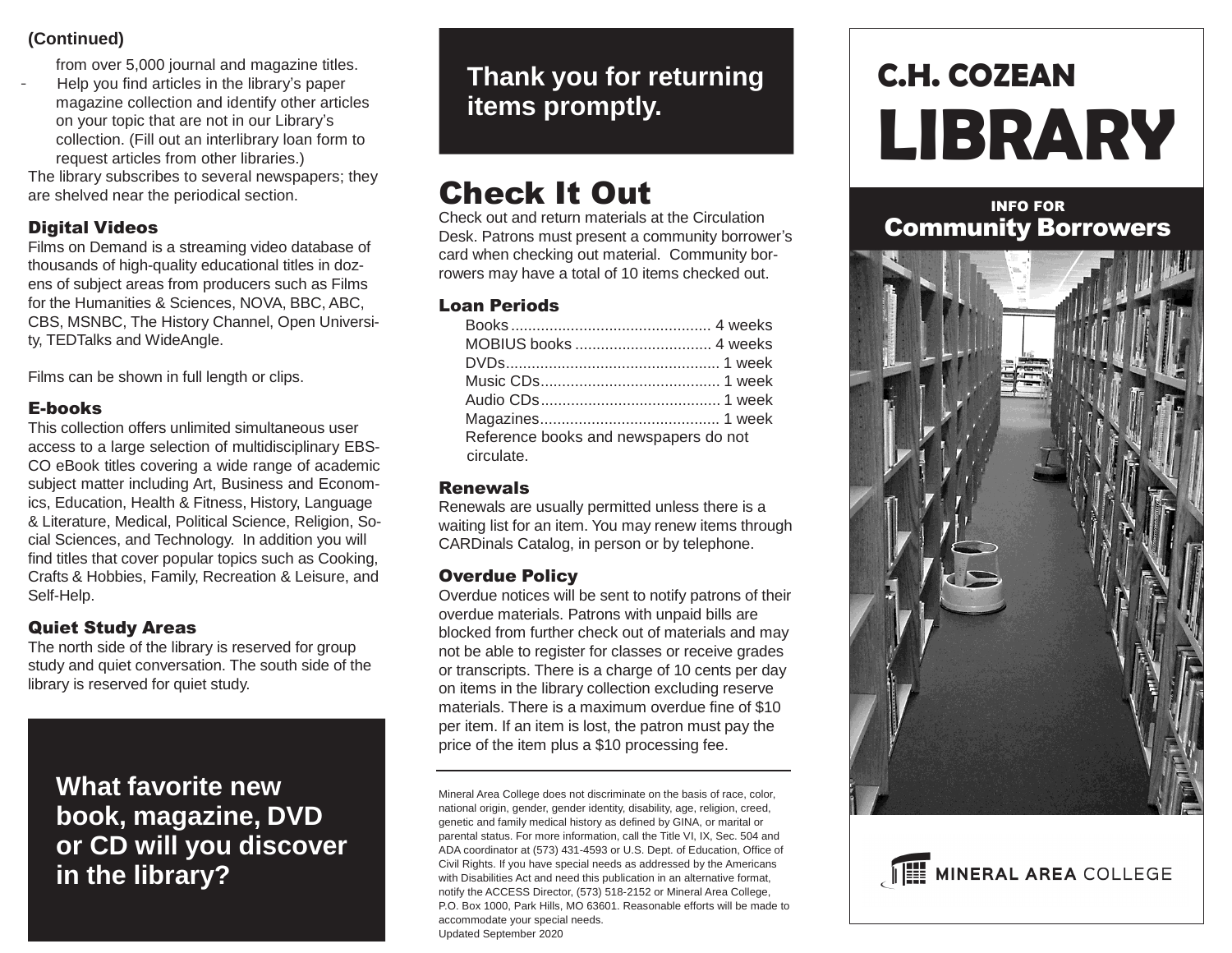(Continued)

from over 5,000 journal and magazine titles.

- Help you find articles in the library's paper magazine collection and identify other articles on your topic that are not in our Library's collection. (Fill out an interlibrary loan form to request articles from other libraries.)

The library subscribes to several newspapers; they are shelved near the periodical section.

### Digital Videos

Films on Demand is a streaming video database of thousands of high-quality educational titles in dozens of subject areas from producers such as Films for the Humanities & Sciences, NOVA, BBC, ABC, CBS, MSNBC, The History Channel, Open University, TEDTalks and WideAngle.

Films can be shown in full length or clips.

### E-books

This collection offers unlimited simultaneous user access to a large selection of multidisciplinary EBSCO eBook titles covering a wide range of academic subject matter including Art, Business and Economics, Education, Health & Fitness, History, Language & Literature, Medical, Political Science, Religion, Social Sciences, and Technology. In addition you will find titles that cover popular topics such as Cooking, Crafts & Hobbies, Family, Recreation & Leisure, and Self-Help.

### Quiet Study Areas

The north side of the library is reserved for group study and quiet conversation. The south side of the library is reserved for quiet study.

**What favorite new book, magazine, DVD or CD will you discover in the library?**

**Thank you for returning items promptly.**

## Check It Out

Check out and return materials at the Circulation Desk. Patrons must present a community borrower's card when checking out material. Community borrowers may have a total of 10 items checked out.

### Loan Periods

| | |
|---|---|
| Books | 4 weeks |
| MOBIUS books | 4 weeks |
| DVDs | 1 week |
| Music CDs | 1 week |
| Audio CDs | 1 week |
| Magazines | 1 week |

Reference books and newspapers do not circulate.

### Renewals

Renewals are usually permitted unless there is a waiting list for an item. You may renew items through CARDinals Catalog, in person or by telephone.

### Overdue Policy

Overdue notices will be sent to notify patrons of their overdue materials. Patrons with unpaid bills are blocked from further check out of materials and may not be able to register for classes or receive grades or transcripts. There is a charge of 10 cents per day on items in the library collection excluding reserve materials. There is a maximum overdue fine of $10 per item. If an item is lost, the patron must pay the price of the item plus a $10 processing fee.

---

Mineral Area College does not discriminate on the basis of race, color, national origin, gender, gender identity, disability, age, religion, creed, genetic and family medical history as defined by GINA, or marital or parental status. For more information, call the Title VI, IX, Sec. 504 and ADA coordinator at (573) 431-4593 or U.S. Dept. of Education, Office of Civil Rights. If you have special needs as addressed by the Americans with Disabilities Act and need this publication in an alternative format, notify the ACCESS Director, (573) 518-2152 or Mineral Area College, P.O. Box 1000, Park Hills, MO 63601. Reasonable efforts will be made to accommodate your special needs.

Updated September 2020

# C.H. COZEAN LIBRARY

## INFO FOR Community Borrowers

MINERAL AREA COLLEGE